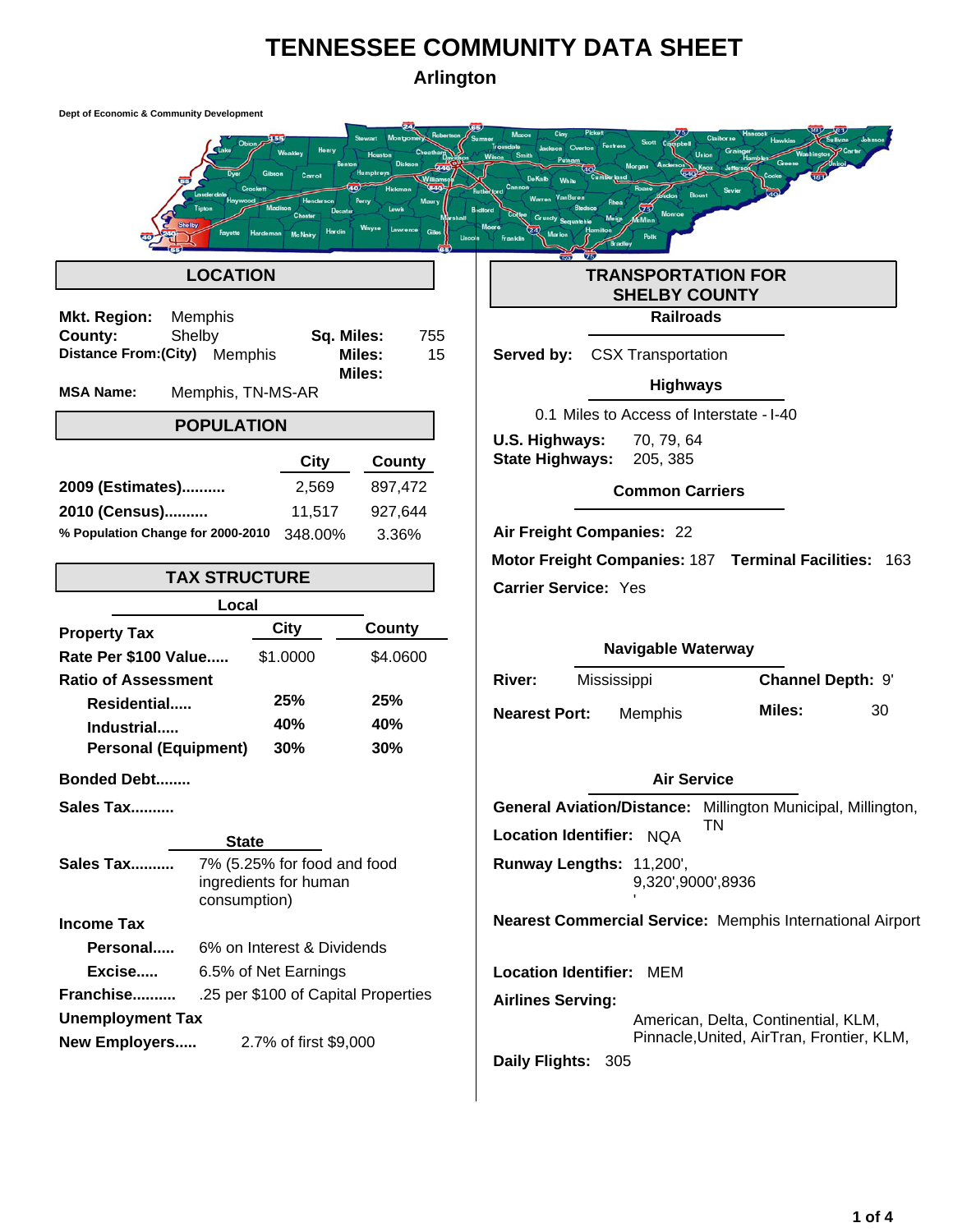# TENNESSEE COMMUNITY DATA SHEET

## Arlington

Dept of Economic & Community Development

## LOCATION

**Mkt. Region:** Memphis

**County:** Shelby  **Sq. Miles:** 755

**Distance From:(City)** Memphis  **Miles:** 15

**Miles:**

**MSA Name:** Memphis, TN-MS-AR

## POPULATION

| | City | County |
|---|---|---|
| **2009 (Estimates)..........** | 2,569 | 897,472 |
| **2010 (Census)..........** | 11,517 | 927,644 |
| **% Population Change for 2000-2010** | 348.00% | 3.36% |

## TAX STRUCTURE

### Local

| | City | County |
|---|---|---|
| **Property Tax** | | |
| **Rate Per $100 Value.....** | $1.0000 | $4.0600 |
| **Ratio of Assessment** | | |
| **Residential.....** | **25%** | **25%** |
| **Industrial.....** | **40%** | **40%** |
| **Personal (Equipment)** | **30%** | **30%** |

**Bonded Debt........**

**Sales Tax..........**

### State

**Sales Tax..........** 7% (5.25% for food and food ingredients for human consumption)

**Income Tax**

- **Personal.....** 6% on Interest & Dividends
- **Excise.....** 6.5% of Net Earnings

**Franchise..........** .25 per $100 of Capital Properties

**Unemployment Tax**

**New Employers.....** 2.7% of first $9,000

## TRANSPORTATION FOR SHELBY COUNTY

### Railroads

**Served by:** CSX Transportation

### Highways

0.1 Miles to Access of Interstate - I-40

**U.S. Highways:** 70, 79, 64

**State Highways:** 205, 385

### Common Carriers

**Air Freight Companies:** 22

**Motor Freight Companies:** 187  **Terminal Facilities:** 163

**Carrier Service:** Yes

### Navigable Waterway

**River:** Mississippi  **Channel Depth:** 9'

**Nearest Port:** Memphis  **Miles:** 30

### Air Service

**General Aviation/Distance:** Millington Municipal, Millington, TN

**Location Identifier:** NQA

**Runway Lengths:** 11,200', 9,320',9000',8936 '

**Nearest Commercial Service:** Memphis International Airport

**Location Identifier:** MEM

**Airlines Serving:**

American, Delta, Continental, KLM, Pinnacle,United, AirTran, Frontier, KLM,

**Daily Flights:** 305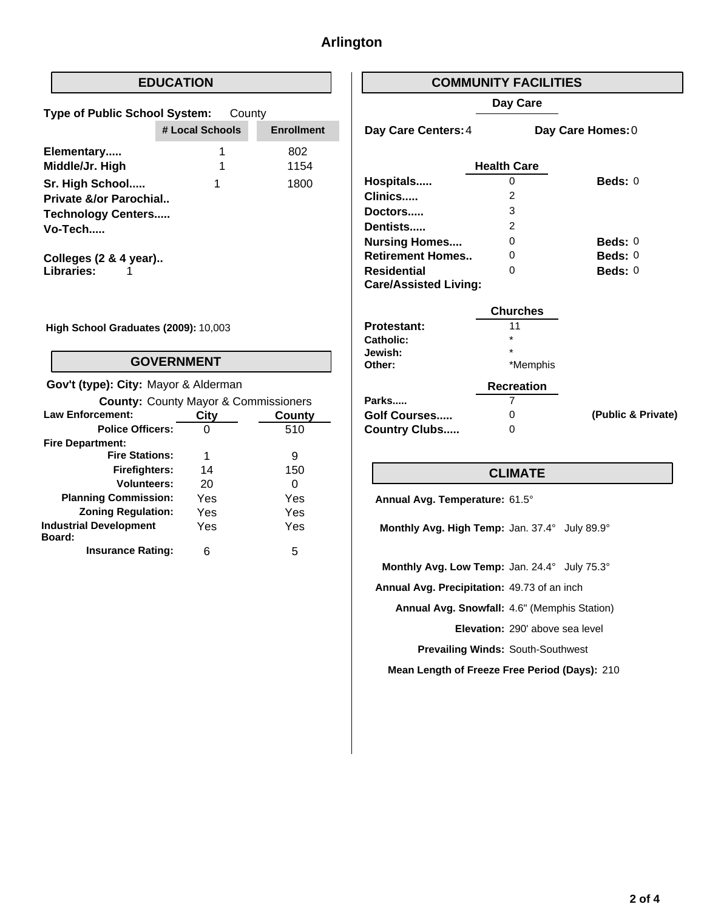# Arlington

## EDUCATION

**Type of Public School System:** County

| | # Local Schools | Enrollment |
|---|---|---|
| **Elementary.....** | 1 | 802 |
| **Middle/Jr. High** | 1 | 1154 |
| **Sr. High School.....** | 1 | 1800 |
| **Private &/or Parochial..** | | |
| **Technology Centers.....** | | |
| **Vo-Tech.....** | | |

**Colleges (2 & 4 year)..**

**Libraries:** 1

**High School Graduates (2009):** 10,003

## GOVERNMENT

**Gov't (type): City:** Mayor & Alderman

**County:** County Mayor & Commissioners

| **Law Enforcement:** | City | County |
|---|---|---|
| **Police Officers:** | 0 | 510 |
| **Fire Department:** | | |
| **Fire Stations:** | 1 | 9 |
| **Firefighters:** | 14 | 150 |
| **Volunteers:** | 20 | 0 |
| **Planning Commission:** | Yes | Yes |
| **Zoning Regulation:** | Yes | Yes |
| **Industrial Development Board:** | Yes | Yes |
| **Insurance Rating:** | 6 | 5 |

## COMMUNITY FACILITIES

### Day Care

**Day Care Centers:** 4 **Day Care Homes:** 0

### Health Care

| | | |
|---|---|---|
| **Hospitals.....** | 0 | **Beds:** 0 |
| **Clinics.....** | 2 | |
| **Doctors.....** | 3 | |
| **Dentists.....** | 2 | |
| **Nursing Homes....** | 0 | **Beds:** 0 |
| **Retirement Homes..** | 0 | **Beds:** 0 |
| **Residential Care/Assisted Living:** | 0 | **Beds:** 0 |

### Churches

| | |
|---|---|
| **Protestant:** | 11 |
| **Catholic:** | * |
| **Jewish:** | * |
| **Other:** | *Memphis |

### Recreation

| | | |
|---|---|---|
| **Parks.....** | 7 | |
| **Golf Courses.....** | 0 | **(Public & Private)** |
| **Country Clubs.....** | 0 | |

## CLIMATE

**Annual Avg. Temperature:** 61.5°

**Monthly Avg. High Temp:** Jan. 37.4° July 89.9°

**Monthly Avg. Low Temp:** Jan. 24.4° July 75.3°

**Annual Avg. Precipitation:** 49.73 of an inch

**Annual Avg. Snowfall:** 4.6" (Memphis Station)

**Elevation:** 290' above sea level

**Prevailing Winds:** South-Southwest

**Mean Length of Freeze Free Period (Days):** 210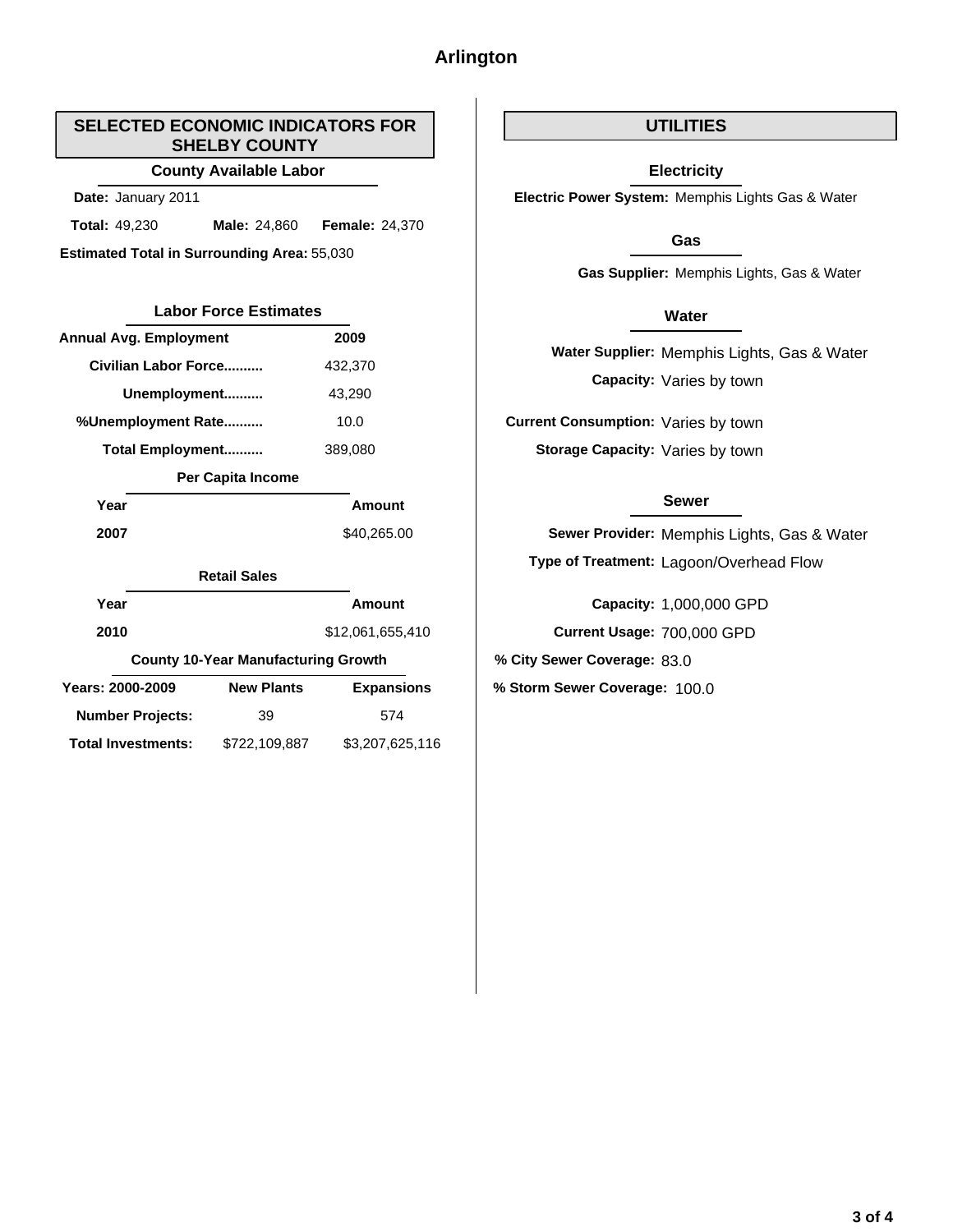# Arlington

## SELECTED ECONOMIC INDICATORS FOR SHELBY COUNTY

### County Available Labor

**Date:** January 2011

**Total:** 49,230 **Male:** 24,860 **Female:** 24,370

**Estimated Total in Surrounding Area:** 55,030

### Labor Force Estimates

| Annual Avg. Employment | 2009 |
|---|---|
| Civilian Labor Force.......... | 432,370 |
| Unemployment.......... | 43,290 |
| %Unemployment Rate.......... | 10.0 |
| Total Employment.......... | 389,080 |

### Per Capita Income

| Year | Amount |
|---|---|
| 2007 | $40,265.00 |

### Retail Sales

| Year | Amount |
|---|---|
| 2010 | $12,061,655,410 |

### County 10-Year Manufacturing Growth

| Years: 2000-2009 | New Plants | Expansions |
|---|---|---|
| Number Projects: | 39 | 574 |
| Total Investments: | $722,109,887 | $3,207,625,116 |

## UTILITIES

### Electricity

**Electric Power System:** Memphis Lights Gas & Water

### Gas

**Gas Supplier:** Memphis Lights, Gas & Water

### Water

**Water Supplier:** Memphis Lights, Gas & Water

**Capacity:** Varies by town

**Current Consumption:** Varies by town

**Storage Capacity:** Varies by town

### Sewer

**Sewer Provider:** Memphis Lights, Gas & Water

**Type of Treatment:** Lagoon/Overhead Flow

**Capacity:** 1,000,000 GPD

**Current Usage:** 700,000 GPD

**% City Sewer Coverage:** 83.0

**% Storm Sewer Coverage:** 100.0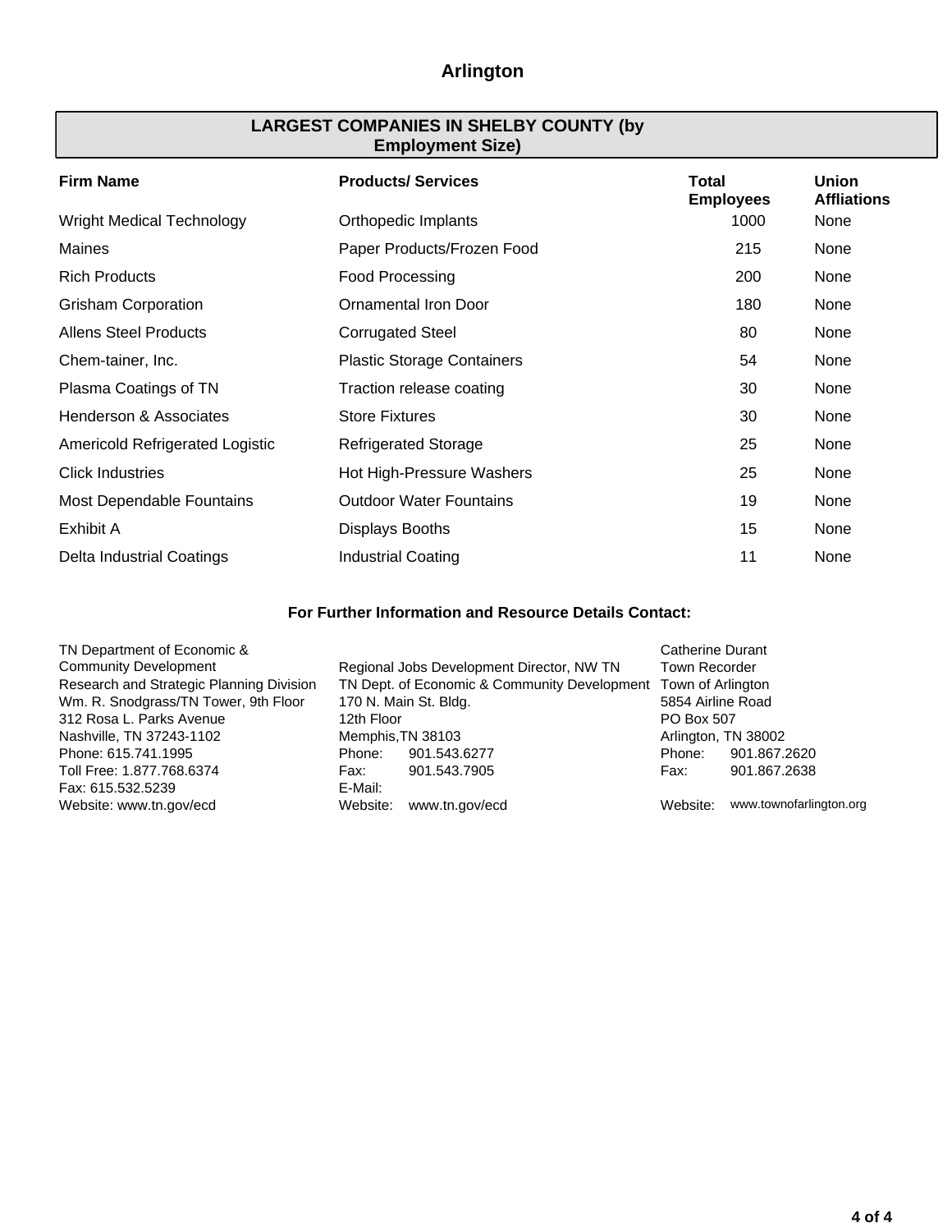# Arlington

## LARGEST COMPANIES IN SHELBY COUNTY (by Employment Size)

| Firm Name | Products/ Services | Total Employees | Union Affliations |
|---|---|---|---|
| Wright Medical Technology | Orthopedic Implants | 1000 | None |
| Maines | Paper Products/Frozen Food | 215 | None |
| Rich Products | Food Processing | 200 | None |
| Grisham Corporation | Ornamental Iron Door | 180 | None |
| Allens Steel Products | Corrugated Steel | 80 | None |
| Chem-tainer, Inc. | Plastic Storage Containers | 54 | None |
| Plasma Coatings of TN | Traction release coating | 30 | None |
| Henderson & Associates | Store Fixtures | 30 | None |
| Americold Refrigerated Logistic | Refrigerated Storage | 25 | None |
| Click Industries | Hot High-Pressure Washers | 25 | None |
| Most Dependable Fountains | Outdoor Water Fountains | 19 | None |
| Exhibit A | Displays Booths | 15 | None |
| Delta Industrial Coatings | Industrial Coating | 11 | None |

**For Further Information and Resource Details Contact:**

TN Department of Economic &
Community Development
Research and Strategic Planning Division
Wm. R. Snodgrass/TN Tower, 9th Floor
312 Rosa L. Parks Avenue
Nashville, TN 37243-1102
Phone: 615.741.1995
Toll Free: 1.877.768.6374
Fax: 615.532.5239
Website: www.tn.gov/ecd

Regional Jobs Development Director, NW TN
TN Dept. of Economic & Community Development
170 N. Main St. Bldg.
12th Floor
Memphis,TN 38103
Phone: 901.543.6277
Fax: 901.543.7905
E-Mail:
Website: www.tn.gov/ecd

Catherine Durant
Town Recorder
Town of Arlington
5854 Airline Road
PO Box 507
Arlington, TN 38002
Phone: 901.867.2620
Fax: 901.867.2638
Website: www.townofarlington.org